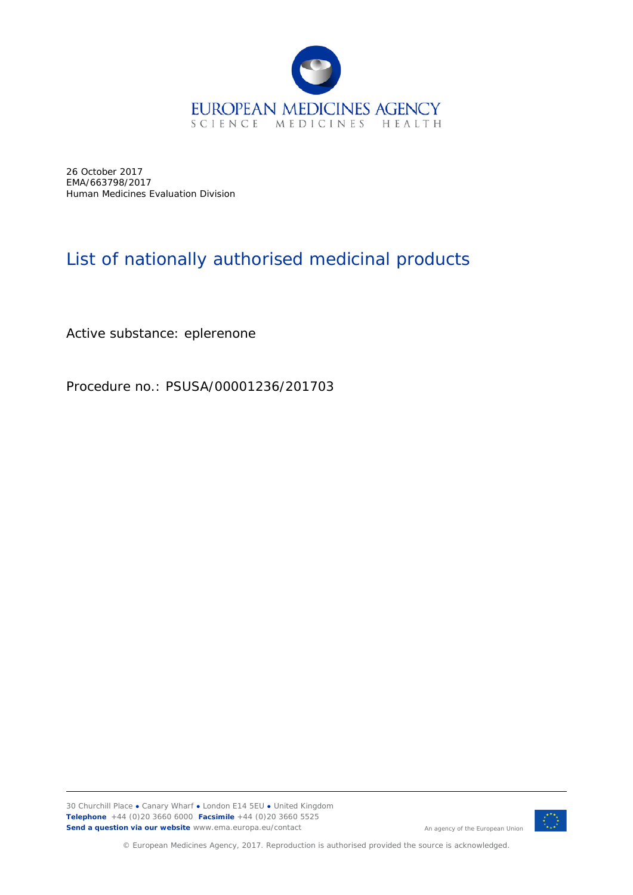26 October 2017
EMA/663798/2017
Human Medicines Evaluation Division

# List of nationally authorised medicinal products

Active substance: eplerenone

Procedure no.: PSUSA/00001236/201703

30 Churchill Place ● Canary Wharf ● London E14 5EU ● United Kingdom
**Telephone** +44 (0)20 3660 6000 **Facsimile** +44 (0)20 3660 5525
**Send a question via our website** www.ema.europa.eu/contact

An agency of the European Union

© European Medicines Agency, 2017. Reproduction is authorised provided the source is acknowledged.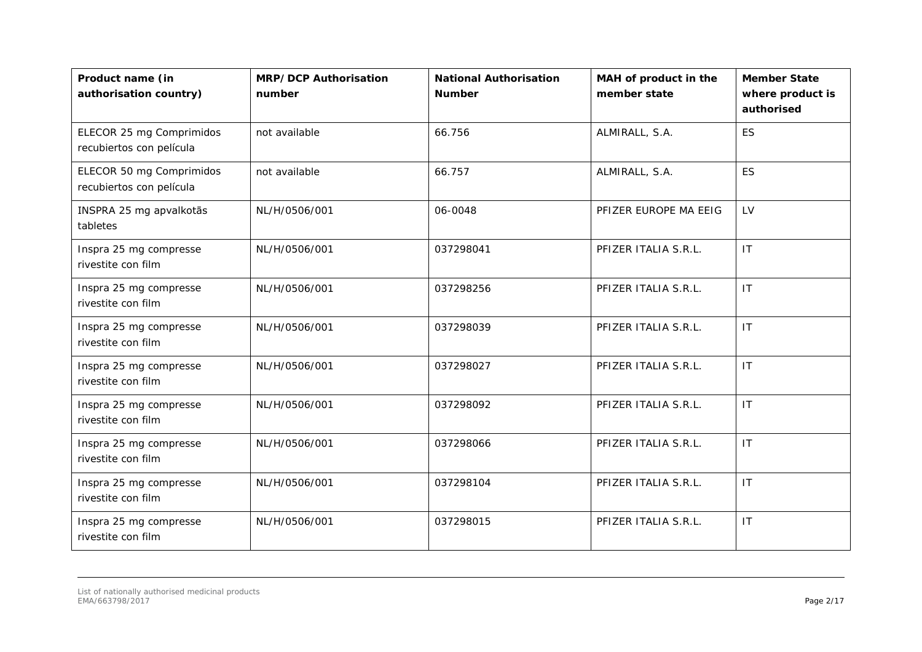| Product name (in authorisation country) | MRP/DCP Authorisation number | National Authorisation Number | MAH of product in the member state | Member State where product is authorised |
|---|---|---|---|---|
| ELECOR 25 mg Comprimidos recubiertos con película | not available | 66.756 | ALMIRALL, S.A. | ES |
| ELECOR 50 mg Comprimidos recubiertos con película | not available | 66.757 | ALMIRALL, S.A. | ES |
| INSPRA 25 mg apvalkotās tabletes | NL/H/0506/001 | 06-0048 | PFIZER EUROPE MA EEIG | LV |
| Inspra 25 mg compresse rivestite con film | NL/H/0506/001 | 037298041 | PFIZER ITALIA S.R.L. | IT |
| Inspra 25 mg compresse rivestite con film | NL/H/0506/001 | 037298256 | PFIZER ITALIA S.R.L. | IT |
| Inspra 25 mg compresse rivestite con film | NL/H/0506/001 | 037298039 | PFIZER ITALIA S.R.L. | IT |
| Inspra 25 mg compresse rivestite con film | NL/H/0506/001 | 037298027 | PFIZER ITALIA S.R.L. | IT |
| Inspra 25 mg compresse rivestite con film | NL/H/0506/001 | 037298092 | PFIZER ITALIA S.R.L. | IT |
| Inspra 25 mg compresse rivestite con film | NL/H/0506/001 | 037298066 | PFIZER ITALIA S.R.L. | IT |
| Inspra 25 mg compresse rivestite con film | NL/H/0506/001 | 037298104 | PFIZER ITALIA S.R.L. | IT |
| Inspra 25 mg compresse rivestite con film | NL/H/0506/001 | 037298015 | PFIZER ITALIA S.R.L. | IT |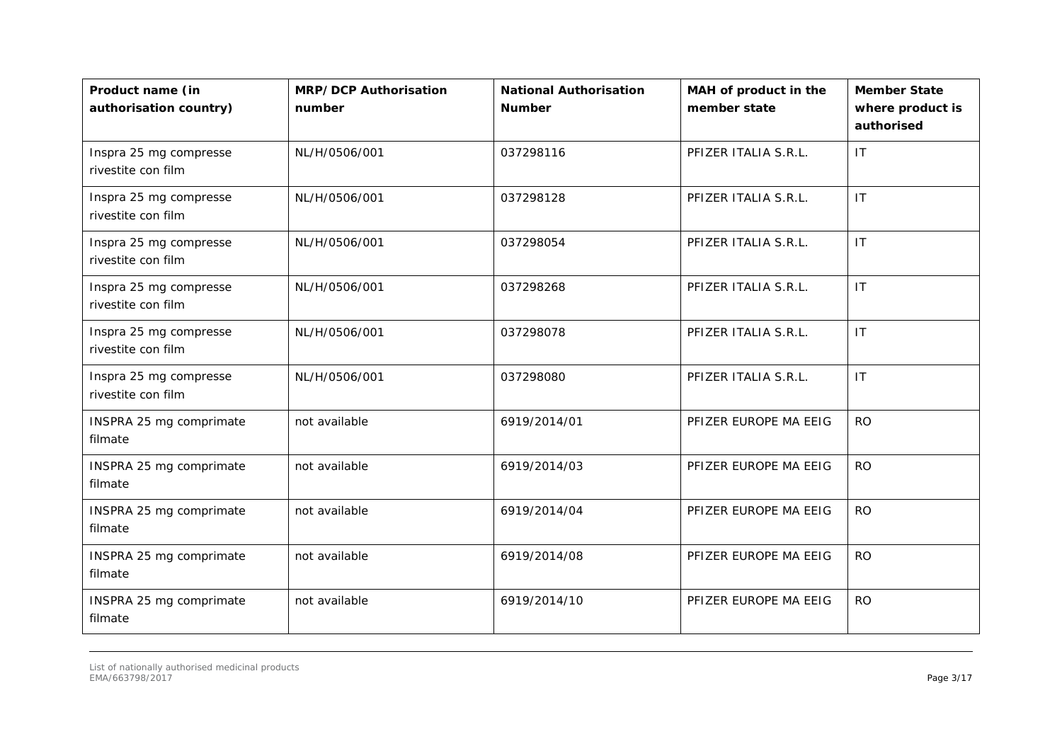| Product name (in authorisation country) | MRP/ DCP Authorisation number | National Authorisation Number | MAH of product in the member state | Member State where product is authorised |
|---|---|---|---|---|
| Inspra 25 mg compresse rivestite con film | NL/H/0506/001 | 037298116 | PFIZER ITALIA S.R.L. | IT |
| Inspra 25 mg compresse rivestite con film | NL/H/0506/001 | 037298128 | PFIZER ITALIA S.R.L. | IT |
| Inspra 25 mg compresse rivestite con film | NL/H/0506/001 | 037298054 | PFIZER ITALIA S.R.L. | IT |
| Inspra 25 mg compresse rivestite con film | NL/H/0506/001 | 037298268 | PFIZER ITALIA S.R.L. | IT |
| Inspra 25 mg compresse rivestite con film | NL/H/0506/001 | 037298078 | PFIZER ITALIA S.R.L. | IT |
| Inspra 25 mg compresse rivestite con film | NL/H/0506/001 | 037298080 | PFIZER ITALIA S.R.L. | IT |
| INSPRA 25 mg comprimate filmate | not available | 6919/2014/01 | PFIZER EUROPE MA EEIG | RO |
| INSPRA 25 mg comprimate filmate | not available | 6919/2014/03 | PFIZER EUROPE MA EEIG | RO |
| INSPRA 25 mg comprimate filmate | not available | 6919/2014/04 | PFIZER EUROPE MA EEIG | RO |
| INSPRA 25 mg comprimate filmate | not available | 6919/2014/08 | PFIZER EUROPE MA EEIG | RO |
| INSPRA 25 mg comprimate filmate | not available | 6919/2014/10 | PFIZER EUROPE MA EEIG | RO |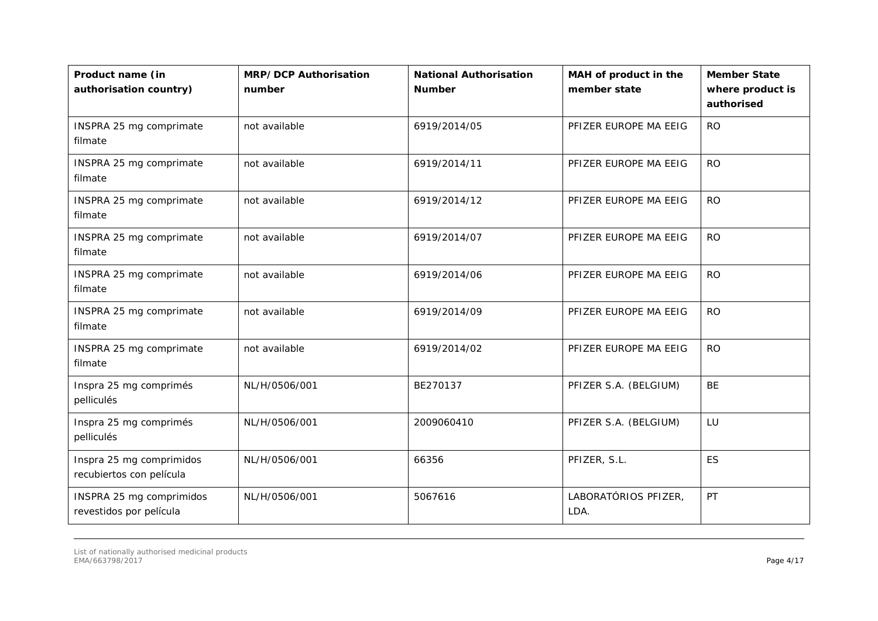| Product name (in authorisation country) | MRP/ DCP Authorisation number | National Authorisation Number | MAH of product in the member state | Member State where product is authorised |
|---|---|---|---|---|
| INSPRA 25 mg comprimate filmate | not available | 6919/2014/05 | PFIZER EUROPE MA EEIG | RO |
| INSPRA 25 mg comprimate filmate | not available | 6919/2014/11 | PFIZER EUROPE MA EEIG | RO |
| INSPRA 25 mg comprimate filmate | not available | 6919/2014/12 | PFIZER EUROPE MA EEIG | RO |
| INSPRA 25 mg comprimate filmate | not available | 6919/2014/07 | PFIZER EUROPE MA EEIG | RO |
| INSPRA 25 mg comprimate filmate | not available | 6919/2014/06 | PFIZER EUROPE MA EEIG | RO |
| INSPRA 25 mg comprimate filmate | not available | 6919/2014/09 | PFIZER EUROPE MA EEIG | RO |
| INSPRA 25 mg comprimate filmate | not available | 6919/2014/02 | PFIZER EUROPE MA EEIG | RO |
| Inspra 25 mg comprimés pelliculés | NL/H/0506/001 | BE270137 | PFIZER S.A. (BELGIUM) | BE |
| Inspra 25 mg comprimés pelliculés | NL/H/0506/001 | 2009060410 | PFIZER S.A. (BELGIUM) | LU |
| Inspra 25 mg comprimidos recubiertos con película | NL/H/0506/001 | 66356 | PFIZER, S.L. | ES |
| INSPRA 25 mg comprimidos revestidos por película | NL/H/0506/001 | 5067616 | LABORATÓRIOS PFIZER, LDA. | PT |

List of nationally authorised medicinal products
EMA/663798/2017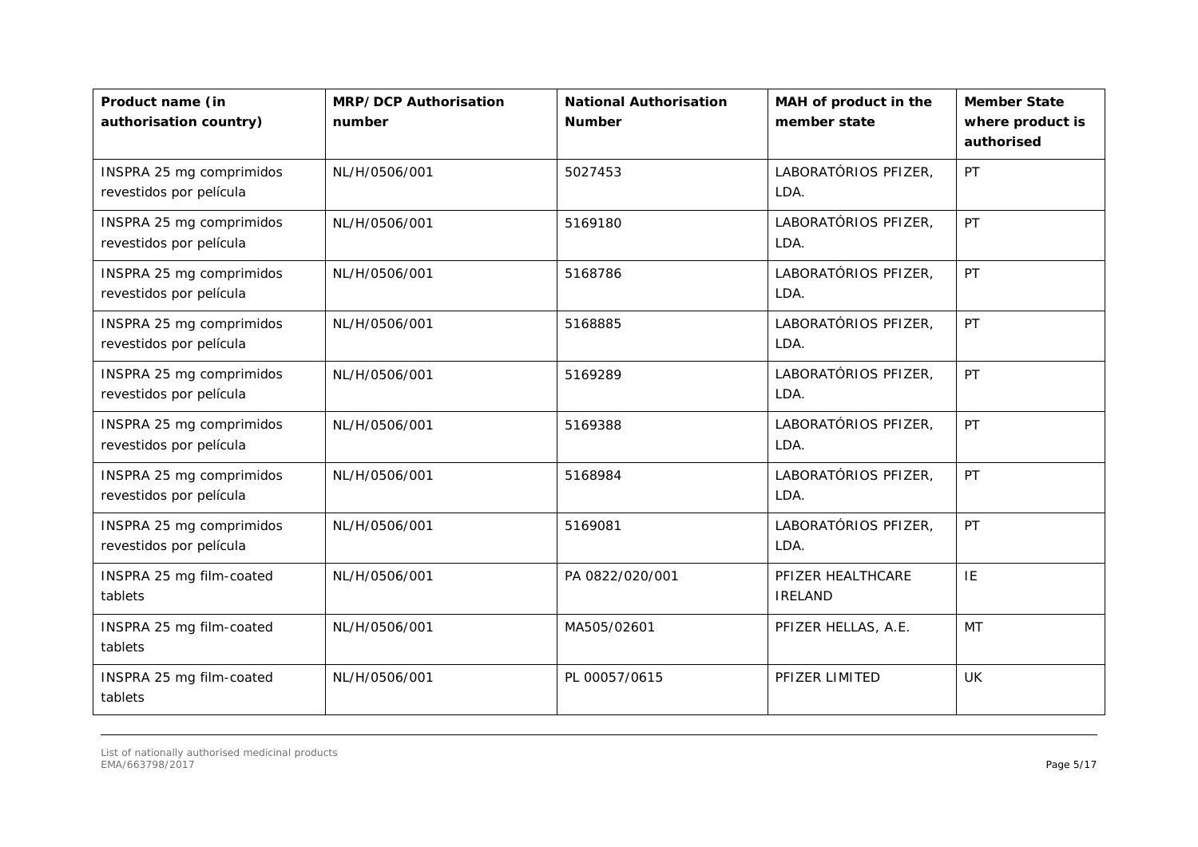| Product name (in authorisation country) | MRP/ DCP Authorisation number | National Authorisation Number | MAH of product in the member state | Member State where product is authorised |
|---|---|---|---|---|
| INSPRA 25 mg comprimidos revestidos por película | NL/H/0506/001 | 5027453 | LABORATÓRIOS PFIZER, LDA. | PT |
| INSPRA 25 mg comprimidos revestidos por película | NL/H/0506/001 | 5169180 | LABORATÓRIOS PFIZER, LDA. | PT |
| INSPRA 25 mg comprimidos revestidos por película | NL/H/0506/001 | 5168786 | LABORATÓRIOS PFIZER, LDA. | PT |
| INSPRA 25 mg comprimidos revestidos por película | NL/H/0506/001 | 5168885 | LABORATÓRIOS PFIZER, LDA. | PT |
| INSPRA 25 mg comprimidos revestidos por película | NL/H/0506/001 | 5169289 | LABORATÓRIOS PFIZER, LDA. | PT |
| INSPRA 25 mg comprimidos revestidos por película | NL/H/0506/001 | 5169388 | LABORATÓRIOS PFIZER, LDA. | PT |
| INSPRA 25 mg comprimidos revestidos por película | NL/H/0506/001 | 5168984 | LABORATÓRIOS PFIZER, LDA. | PT |
| INSPRA 25 mg comprimidos revestidos por película | NL/H/0506/001 | 5169081 | LABORATÓRIOS PFIZER, LDA. | PT |
| INSPRA 25 mg film-coated tablets | NL/H/0506/001 | PA 0822/020/001 | PFIZER HEALTHCARE IRELAND | IE |
| INSPRA 25 mg film-coated tablets | NL/H/0506/001 | MA505/02601 | PFIZER HELLAS, A.E. | MT |
| INSPRA 25 mg film-coated tablets | NL/H/0506/001 | PL 00057/0615 | PFIZER LIMITED | UK |

List of nationally authorised medicinal products
EMA/663798/2017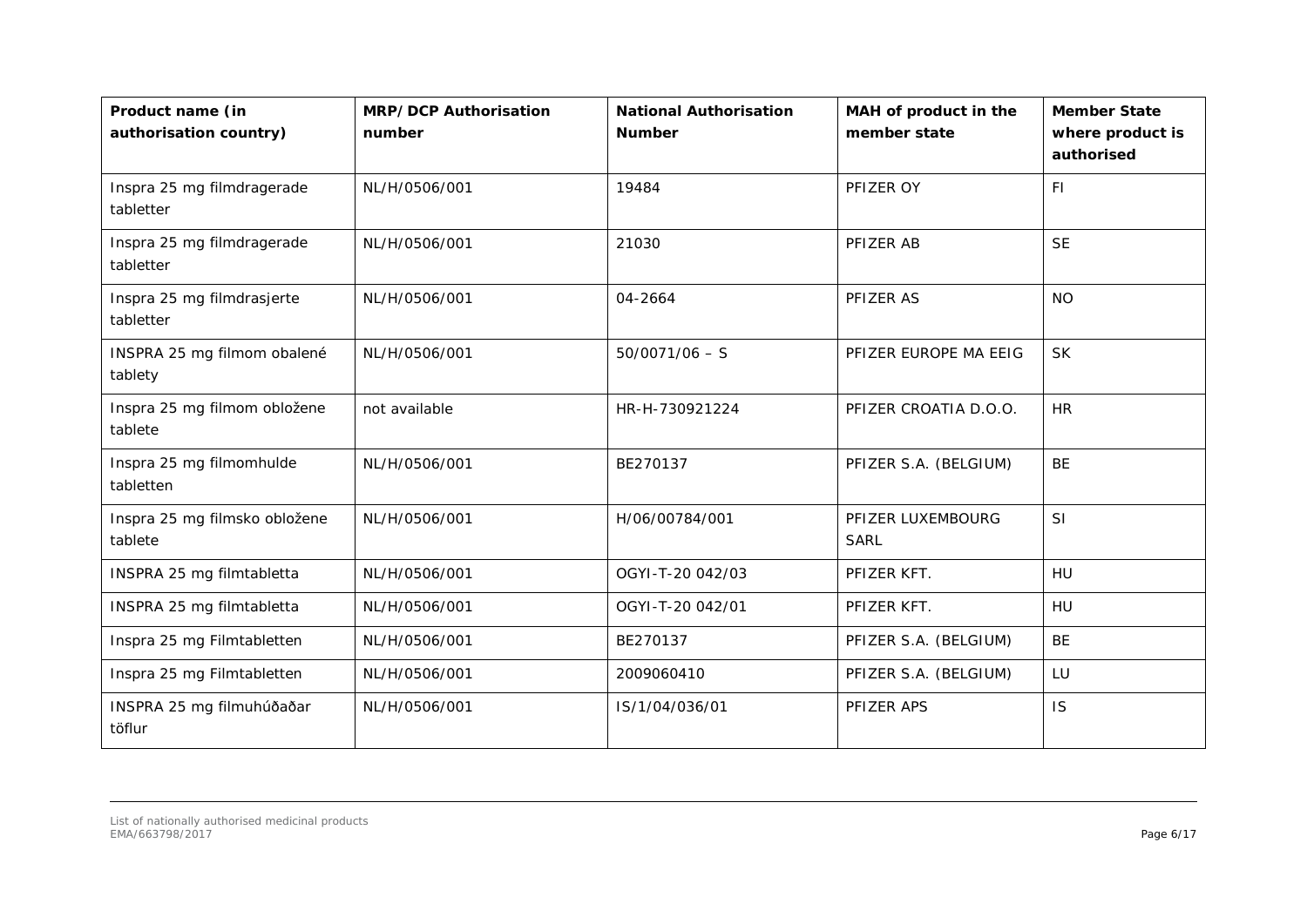| Product name (in authorisation country) | MRP/ DCP Authorisation number | National Authorisation Number | MAH of product in the member state | Member State where product is authorised |
|---|---|---|---|---|
| Inspra 25 mg filmdragerade tabletter | NL/H/0506/001 | 19484 | PFIZER OY | FI |
| Inspra 25 mg filmdragerade tabletter | NL/H/0506/001 | 21030 | PFIZER AB | SE |
| Inspra 25 mg filmdrasjerte tabletter | NL/H/0506/001 | 04-2664 | PFIZER AS | NO |
| INSPRA 25 mg filmom obalené tablety | NL/H/0506/001 | 50/0071/06 – S | PFIZER EUROPE MA EEIG | SK |
| Inspra 25 mg filmom obložene tablete | not available | HR-H-730921224 | PFIZER CROATIA D.O.O. | HR |
| Inspra 25 mg filmomhulde tabletten | NL/H/0506/001 | BE270137 | PFIZER S.A. (BELGIUM) | BE |
| Inspra 25 mg filmsko obložene tablete | NL/H/0506/001 | H/06/00784/001 | PFIZER LUXEMBOURG SARL | SI |
| INSPRA 25 mg filmtabletta | NL/H/0506/001 | OGYI-T-20 042/03 | PFIZER KFT. | HU |
| INSPRA 25 mg filmtabletta | NL/H/0506/001 | OGYI-T-20 042/01 | PFIZER KFT. | HU |
| Inspra 25 mg Filmtabletten | NL/H/0506/001 | BE270137 | PFIZER S.A. (BELGIUM) | BE |
| Inspra 25 mg Filmtabletten | NL/H/0506/001 | 2009060410 | PFIZER S.A. (BELGIUM) | LU |
| INSPRA 25 mg filmuhúðaðar töflur | NL/H/0506/001 | IS/1/04/036/01 | PFIZER APS | IS |

List of nationally authorised medicinal products
EMA/663798/2017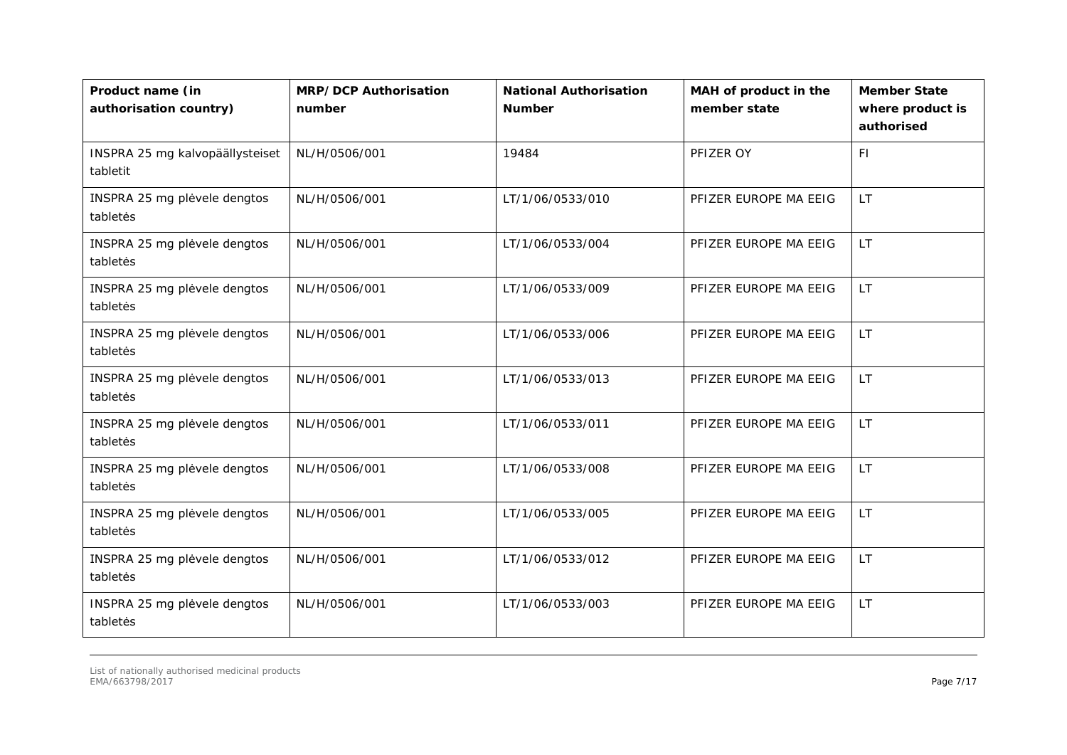| Product name (in authorisation country) | MRP/ DCP Authorisation number | National Authorisation Number | MAH of product in the member state | Member State where product is authorised |
|---|---|---|---|---|
| INSPRA 25 mg kalvopäällysteiset tabletit | NL/H/0506/001 | 19484 | PFIZER OY | FI |
| INSPRA 25 mg plėvele dengtos tabletės | NL/H/0506/001 | LT/1/06/0533/010 | PFIZER EUROPE MA EEIG | LT |
| INSPRA 25 mg plėvele dengtos tabletės | NL/H/0506/001 | LT/1/06/0533/004 | PFIZER EUROPE MA EEIG | LT |
| INSPRA 25 mg plėvele dengtos tabletės | NL/H/0506/001 | LT/1/06/0533/009 | PFIZER EUROPE MA EEIG | LT |
| INSPRA 25 mg plėvele dengtos tabletės | NL/H/0506/001 | LT/1/06/0533/006 | PFIZER EUROPE MA EEIG | LT |
| INSPRA 25 mg plėvele dengtos tabletės | NL/H/0506/001 | LT/1/06/0533/013 | PFIZER EUROPE MA EEIG | LT |
| INSPRA 25 mg plėvele dengtos tabletės | NL/H/0506/001 | LT/1/06/0533/011 | PFIZER EUROPE MA EEIG | LT |
| INSPRA 25 mg plėvele dengtos tabletės | NL/H/0506/001 | LT/1/06/0533/008 | PFIZER EUROPE MA EEIG | LT |
| INSPRA 25 mg plėvele dengtos tabletės | NL/H/0506/001 | LT/1/06/0533/005 | PFIZER EUROPE MA EEIG | LT |
| INSPRA 25 mg plėvele dengtos tabletės | NL/H/0506/001 | LT/1/06/0533/012 | PFIZER EUROPE MA EEIG | LT |
| INSPRA 25 mg plėvele dengtos tabletės | NL/H/0506/001 | LT/1/06/0533/003 | PFIZER EUROPE MA EEIG | LT |

List of nationally authorised medicinal products
EMA/663798/2017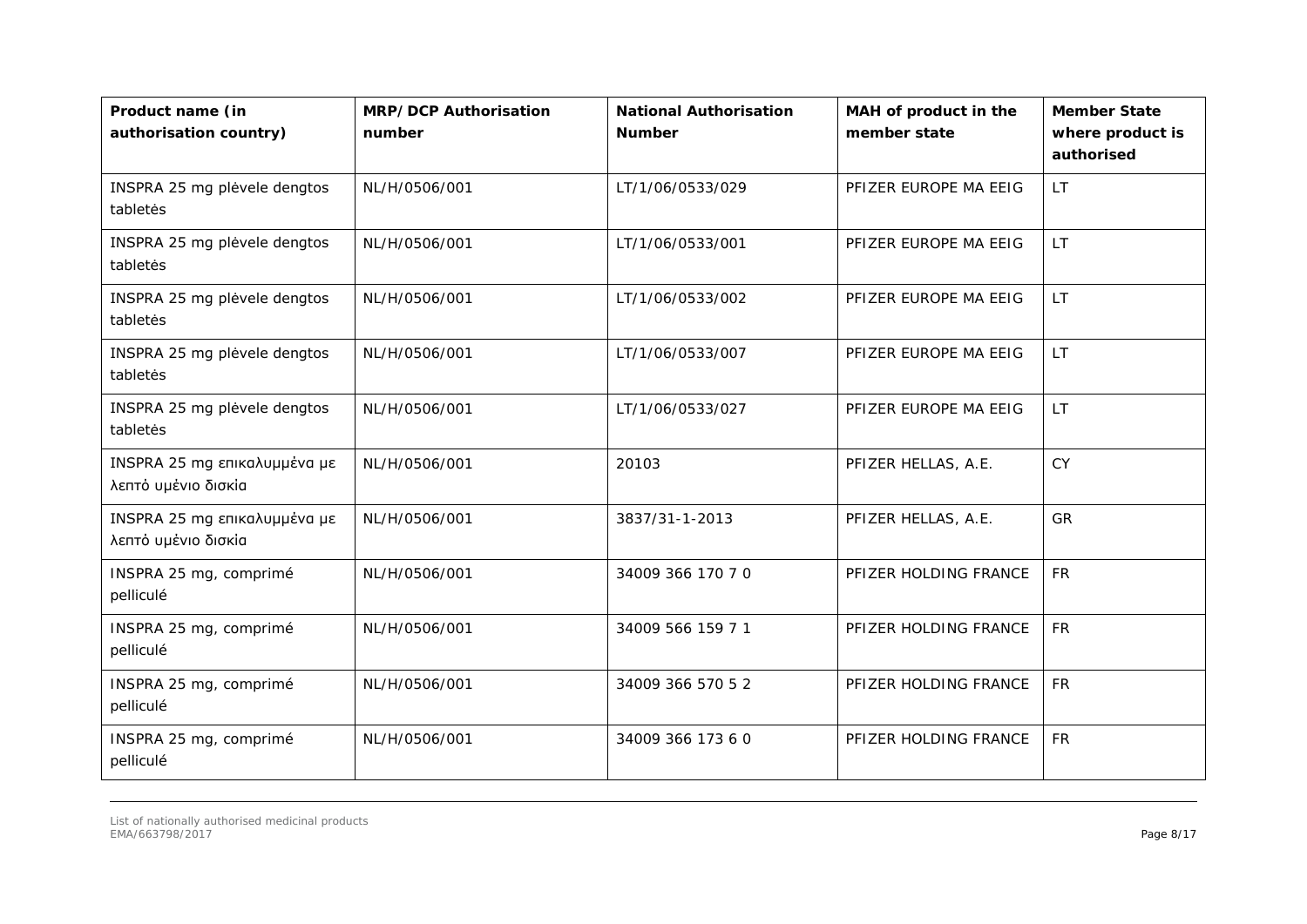| Product name (in authorisation country) | MRP/ DCP Authorisation number | National Authorisation Number | MAH of product in the member state | Member State where product is authorised |
|---|---|---|---|---|
| INSPRA 25 mg plėvele dengtos tabletės | NL/H/0506/001 | LT/1/06/0533/029 | PFIZER EUROPE MA EEIG | LT |
| INSPRA 25 mg plėvele dengtos tabletės | NL/H/0506/001 | LT/1/06/0533/001 | PFIZER EUROPE MA EEIG | LT |
| INSPRA 25 mg plėvele dengtos tabletės | NL/H/0506/001 | LT/1/06/0533/002 | PFIZER EUROPE MA EEIG | LT |
| INSPRA 25 mg plėvele dengtos tabletės | NL/H/0506/001 | LT/1/06/0533/007 | PFIZER EUROPE MA EEIG | LT |
| INSPRA 25 mg plėvele dengtos tabletės | NL/H/0506/001 | LT/1/06/0533/027 | PFIZER EUROPE MA EEIG | LT |
| INSPRA 25 mg επικαλυμμένα με λεπτό υμένιο δισκία | NL/H/0506/001 | 20103 | PFIZER HELLAS, A.E. | CY |
| INSPRA 25 mg επικαλυμμένα με λεπτό υμένιο δισκία | NL/H/0506/001 | 3837/31-1-2013 | PFIZER HELLAS, A.E. | GR |
| INSPRA 25 mg, comprimé pelliculé | NL/H/0506/001 | 34009 366 170 7 0 | PFIZER HOLDING FRANCE | FR |
| INSPRA 25 mg, comprimé pelliculé | NL/H/0506/001 | 34009 566 159 7 1 | PFIZER HOLDING FRANCE | FR |
| INSPRA 25 mg, comprimé pelliculé | NL/H/0506/001 | 34009 366 570 5 2 | PFIZER HOLDING FRANCE | FR |
| INSPRA 25 mg, comprimé pelliculé | NL/H/0506/001 | 34009 366 173 6 0 | PFIZER HOLDING FRANCE | FR |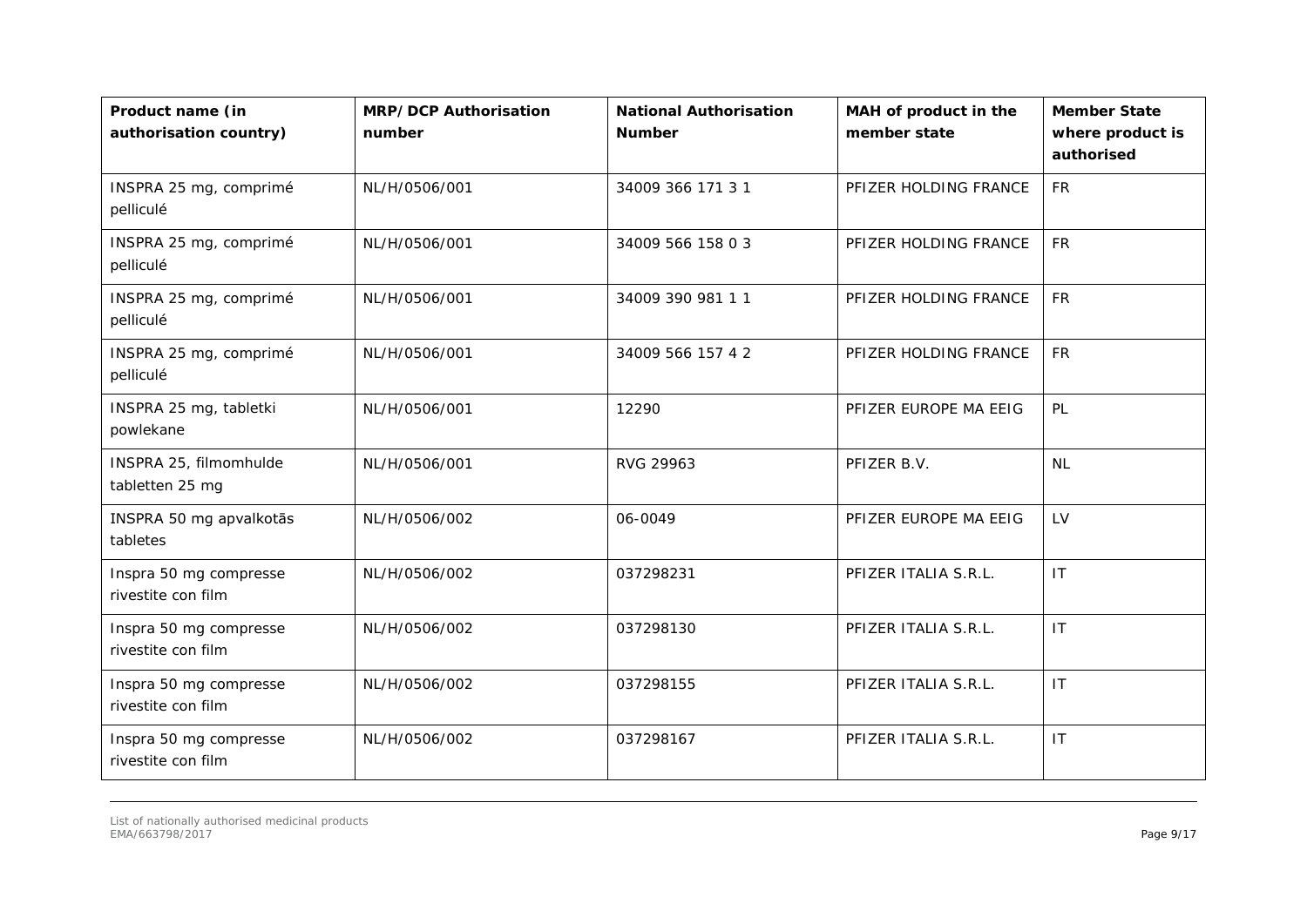| Product name (in authorisation country) | MRP/ DCP Authorisation number | National Authorisation Number | MAH of product in the member state | Member State where product is authorised |
|---|---|---|---|---|
| INSPRA 25 mg, comprimé pelliculé | NL/H/0506/001 | 34009 366 171 3 1 | PFIZER HOLDING FRANCE | FR |
| INSPRA 25 mg, comprimé pelliculé | NL/H/0506/001 | 34009 566 158 0 3 | PFIZER HOLDING FRANCE | FR |
| INSPRA 25 mg, comprimé pelliculé | NL/H/0506/001 | 34009 390 981 1 1 | PFIZER HOLDING FRANCE | FR |
| INSPRA 25 mg, comprimé pelliculé | NL/H/0506/001 | 34009 566 157 4 2 | PFIZER HOLDING FRANCE | FR |
| INSPRA 25 mg, tabletki powlekane | NL/H/0506/001 | 12290 | PFIZER EUROPE MA EEIG | PL |
| INSPRA 25, filmomhulde tabletten 25 mg | NL/H/0506/001 | RVG 29963 | PFIZER B.V. | NL |
| INSPRA 50 mg apvalkotās tabletes | NL/H/0506/002 | 06-0049 | PFIZER EUROPE MA EEIG | LV |
| Inspra 50 mg compresse rivestite con film | NL/H/0506/002 | 037298231 | PFIZER ITALIA S.R.L. | IT |
| Inspra 50 mg compresse rivestite con film | NL/H/0506/002 | 037298130 | PFIZER ITALIA S.R.L. | IT |
| Inspra 50 mg compresse rivestite con film | NL/H/0506/002 | 037298155 | PFIZER ITALIA S.R.L. | IT |
| Inspra 50 mg compresse rivestite con film | NL/H/0506/002 | 037298167 | PFIZER ITALIA S.R.L. | IT |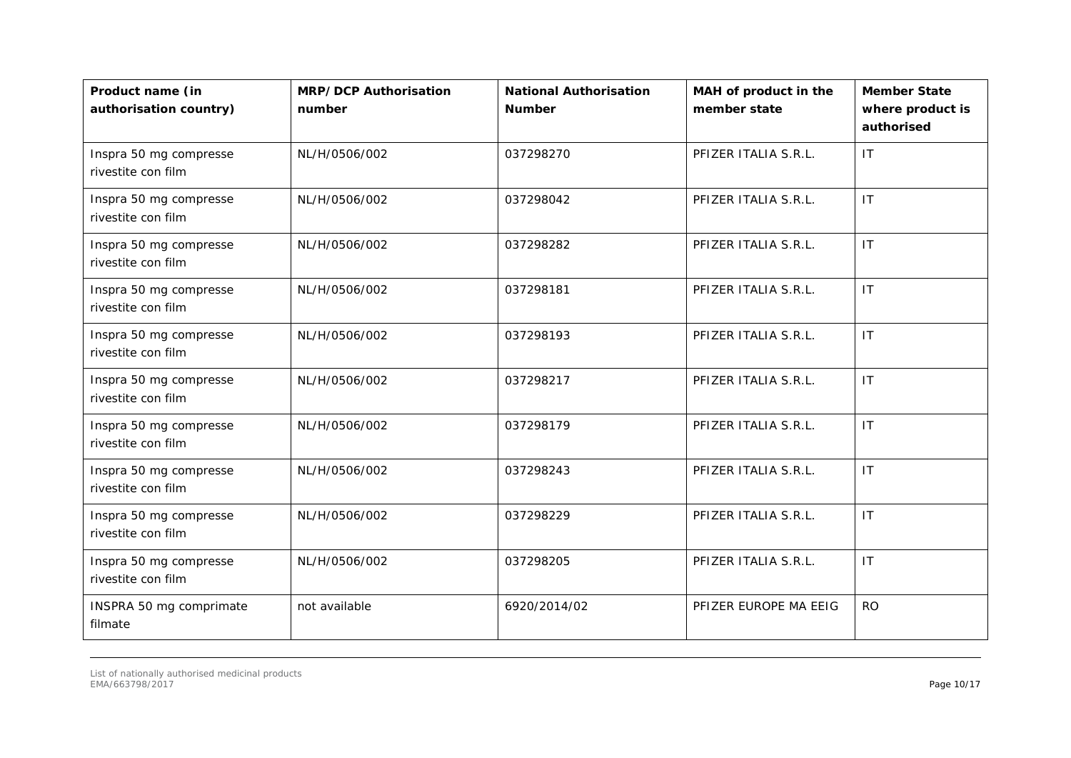| Product name (in authorisation country) | MRP/ DCP Authorisation number | National Authorisation Number | MAH of product in the member state | Member State where product is authorised |
| --- | --- | --- | --- | --- |
| Inspra 50 mg compresse rivestite con film | NL/H/0506/002 | 037298270 | PFIZER ITALIA S.R.L. | IT |
| Inspra 50 mg compresse rivestite con film | NL/H/0506/002 | 037298042 | PFIZER ITALIA S.R.L. | IT |
| Inspra 50 mg compresse rivestite con film | NL/H/0506/002 | 037298282 | PFIZER ITALIA S.R.L. | IT |
| Inspra 50 mg compresse rivestite con film | NL/H/0506/002 | 037298181 | PFIZER ITALIA S.R.L. | IT |
| Inspra 50 mg compresse rivestite con film | NL/H/0506/002 | 037298193 | PFIZER ITALIA S.R.L. | IT |
| Inspra 50 mg compresse rivestite con film | NL/H/0506/002 | 037298217 | PFIZER ITALIA S.R.L. | IT |
| Inspra 50 mg compresse rivestite con film | NL/H/0506/002 | 037298179 | PFIZER ITALIA S.R.L. | IT |
| Inspra 50 mg compresse rivestite con film | NL/H/0506/002 | 037298243 | PFIZER ITALIA S.R.L. | IT |
| Inspra 50 mg compresse rivestite con film | NL/H/0506/002 | 037298229 | PFIZER ITALIA S.R.L. | IT |
| Inspra 50 mg compresse rivestite con film | NL/H/0506/002 | 037298205 | PFIZER ITALIA S.R.L. | IT |
| INSPRA 50 mg comprimate filmate | not available | 6920/2014/02 | PFIZER EUROPE MA EEIG | RO |

List of nationally authorised medicinal products
EMA/663798/2017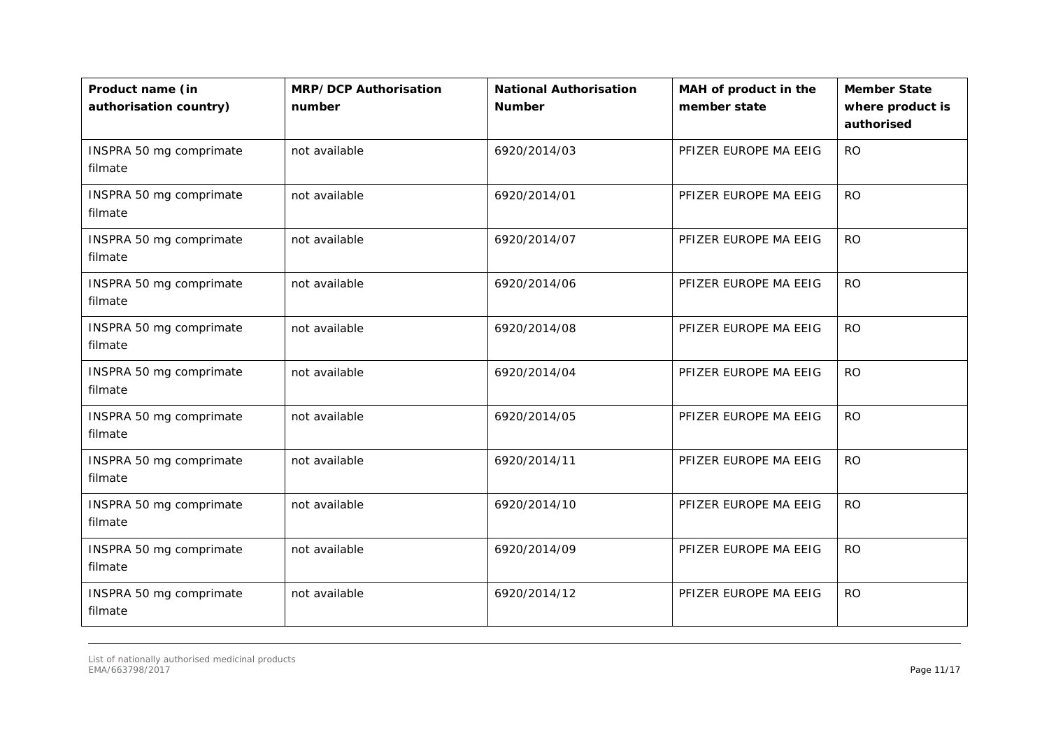| Product name (in authorisation country) | MRP/ DCP Authorisation number | National Authorisation Number | MAH of product in the member state | Member State where product is authorised |
|---|---|---|---|---|
| INSPRA 50 mg comprimate filmate | not available | 6920/2014/03 | PFIZER EUROPE MA EEIG | RO |
| INSPRA 50 mg comprimate filmate | not available | 6920/2014/01 | PFIZER EUROPE MA EEIG | RO |
| INSPRA 50 mg comprimate filmate | not available | 6920/2014/07 | PFIZER EUROPE MA EEIG | RO |
| INSPRA 50 mg comprimate filmate | not available | 6920/2014/06 | PFIZER EUROPE MA EEIG | RO |
| INSPRA 50 mg comprimate filmate | not available | 6920/2014/08 | PFIZER EUROPE MA EEIG | RO |
| INSPRA 50 mg comprimate filmate | not available | 6920/2014/04 | PFIZER EUROPE MA EEIG | RO |
| INSPRA 50 mg comprimate filmate | not available | 6920/2014/05 | PFIZER EUROPE MA EEIG | RO |
| INSPRA 50 mg comprimate filmate | not available | 6920/2014/11 | PFIZER EUROPE MA EEIG | RO |
| INSPRA 50 mg comprimate filmate | not available | 6920/2014/10 | PFIZER EUROPE MA EEIG | RO |
| INSPRA 50 mg comprimate filmate | not available | 6920/2014/09 | PFIZER EUROPE MA EEIG | RO |
| INSPRA 50 mg comprimate filmate | not available | 6920/2014/12 | PFIZER EUROPE MA EEIG | RO |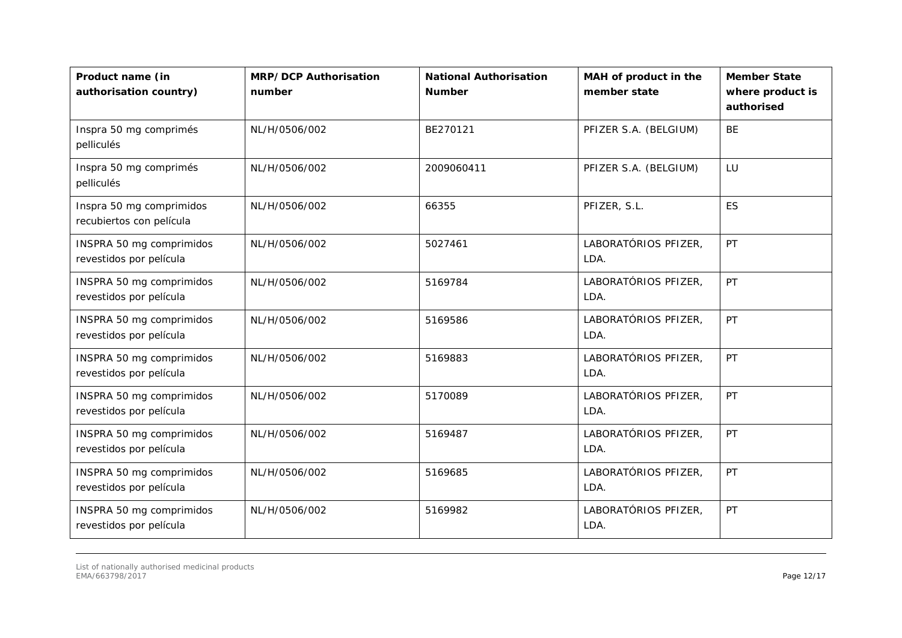| Product name (in authorisation country) | MRP/ DCP Authorisation number | National Authorisation Number | MAH of product in the member state | Member State where product is authorised |
|---|---|---|---|---|
| Inspra 50 mg comprimés pelliculés | NL/H/0506/002 | BE270121 | PFIZER S.A. (BELGIUM) | BE |
| Inspra 50 mg comprimés pelliculés | NL/H/0506/002 | 2009060411 | PFIZER S.A. (BELGIUM) | LU |
| Inspra 50 mg comprimidos recubiertos con película | NL/H/0506/002 | 66355 | PFIZER, S.L. | ES |
| INSPRA 50 mg comprimidos revestidos por película | NL/H/0506/002 | 5027461 | LABORATÓRIOS PFIZER, LDA. | PT |
| INSPRA 50 mg comprimidos revestidos por película | NL/H/0506/002 | 5169784 | LABORATÓRIOS PFIZER, LDA. | PT |
| INSPRA 50 mg comprimidos revestidos por película | NL/H/0506/002 | 5169586 | LABORATÓRIOS PFIZER, LDA. | PT |
| INSPRA 50 mg comprimidos revestidos por película | NL/H/0506/002 | 5169883 | LABORATÓRIOS PFIZER, LDA. | PT |
| INSPRA 50 mg comprimidos revestidos por película | NL/H/0506/002 | 5170089 | LABORATÓRIOS PFIZER, LDA. | PT |
| INSPRA 50 mg comprimidos revestidos por película | NL/H/0506/002 | 5169487 | LABORATÓRIOS PFIZER, LDA. | PT |
| INSPRA 50 mg comprimidos revestidos por película | NL/H/0506/002 | 5169685 | LABORATÓRIOS PFIZER, LDA. | PT |
| INSPRA 50 mg comprimidos revestidos por película | NL/H/0506/002 | 5169982 | LABORATÓRIOS PFIZER, LDA. | PT |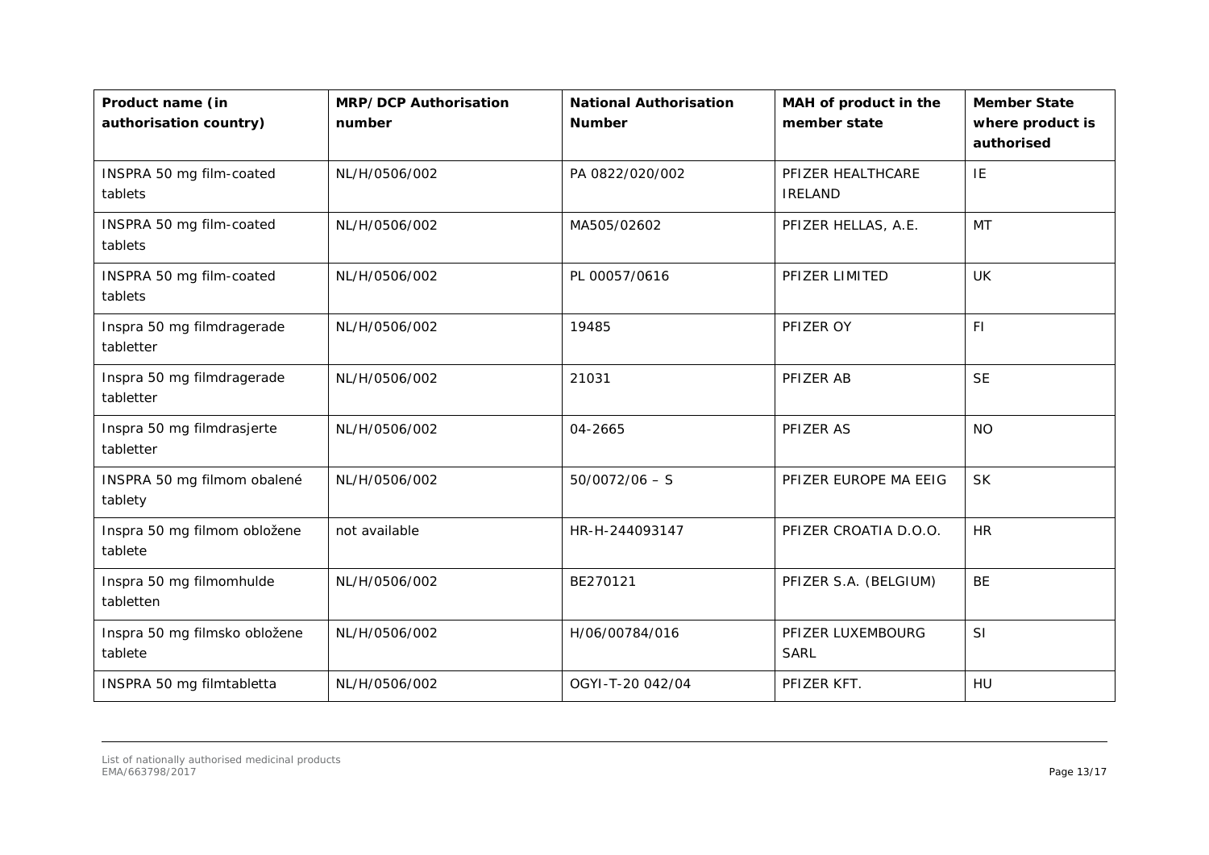| Product name (in authorisation country) | MRP/DCP Authorisation number | National Authorisation Number | MAH of product in the member state | Member State where product is authorised |
|---|---|---|---|---|
| INSPRA 50 mg film-coated tablets | NL/H/0506/002 | PA 0822/020/002 | PFIZER HEALTHCARE IRELAND | IE |
| INSPRA 50 mg film-coated tablets | NL/H/0506/002 | MA505/02602 | PFIZER HELLAS, A.E. | MT |
| INSPRA 50 mg film-coated tablets | NL/H/0506/002 | PL 00057/0616 | PFIZER LIMITED | UK |
| Inspra 50 mg filmdragerade tabletter | NL/H/0506/002 | 19485 | PFIZER OY | FI |
| Inspra 50 mg filmdragerade tabletter | NL/H/0506/002 | 21031 | PFIZER AB | SE |
| Inspra 50 mg filmdrasjerte tabletter | NL/H/0506/002 | 04-2665 | PFIZER AS | NO |
| INSPRA 50 mg filmom obalené tablety | NL/H/0506/002 | 50/0072/06 – S | PFIZER EUROPE MA EEIG | SK |
| Inspra 50 mg filmom obložene tablete | not available | HR-H-244093147 | PFIZER CROATIA D.O.O. | HR |
| Inspra 50 mg filmomhulde tabletten | NL/H/0506/002 | BE270121 | PFIZER S.A. (BELGIUM) | BE |
| Inspra 50 mg filmsko obložene tablete | NL/H/0506/002 | H/06/00784/016 | PFIZER LUXEMBOURG SARL | SI |
| INSPRA 50 mg filmtabletta | NL/H/0506/002 | OGYI-T-20 042/04 | PFIZER KFT. | HU |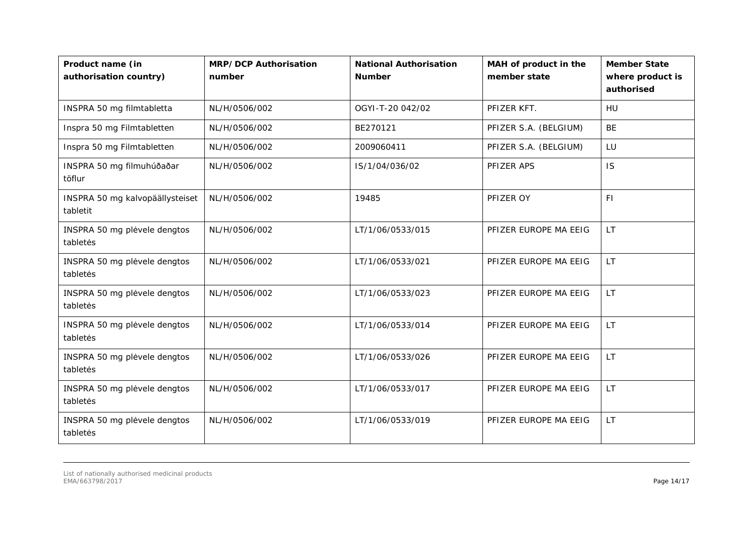| Product name (in authorisation country) | MRP/DCP Authorisation number | National Authorisation Number | MAH of product in the member state | Member State where product is authorised |
|---|---|---|---|---|
| INSPRA 50 mg filmtabletta | NL/H/0506/002 | OGYI-T-20 042/02 | PFIZER KFT. | HU |
| Inspra 50 mg Filmtabletten | NL/H/0506/002 | BE270121 | PFIZER S.A. (BELGIUM) | BE |
| Inspra 50 mg Filmtabletten | NL/H/0506/002 | 2009060411 | PFIZER S.A. (BELGIUM) | LU |
| INSPRA 50 mg filmuhúðaðar töflur | NL/H/0506/002 | IS/1/04/036/02 | PFIZER APS | IS |
| INSPRA 50 mg kalvopäällysteiset tabletit | NL/H/0506/002 | 19485 | PFIZER OY | FI |
| INSPRA 50 mg plėvele dengtos tabletės | NL/H/0506/002 | LT/1/06/0533/015 | PFIZER EUROPE MA EEIG | LT |
| INSPRA 50 mg plėvele dengtos tabletės | NL/H/0506/002 | LT/1/06/0533/021 | PFIZER EUROPE MA EEIG | LT |
| INSPRA 50 mg plėvele dengtos tabletės | NL/H/0506/002 | LT/1/06/0533/023 | PFIZER EUROPE MA EEIG | LT |
| INSPRA 50 mg plėvele dengtos tabletės | NL/H/0506/002 | LT/1/06/0533/014 | PFIZER EUROPE MA EEIG | LT |
| INSPRA 50 mg plėvele dengtos tabletės | NL/H/0506/002 | LT/1/06/0533/026 | PFIZER EUROPE MA EEIG | LT |
| INSPRA 50 mg plėvele dengtos tabletės | NL/H/0506/002 | LT/1/06/0533/017 | PFIZER EUROPE MA EEIG | LT |
| INSPRA 50 mg plėvele dengtos tabletės | NL/H/0506/002 | LT/1/06/0533/019 | PFIZER EUROPE MA EEIG | LT |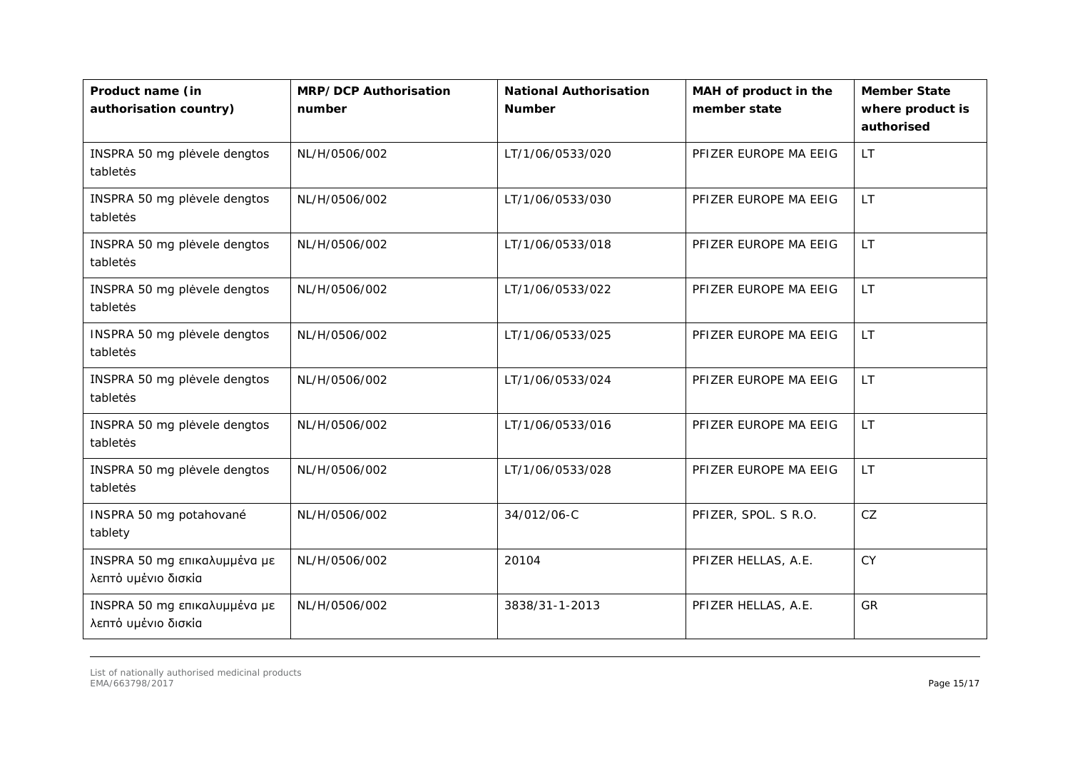| Product name (in authorisation country) | MRP/ DCP Authorisation number | National Authorisation Number | MAH of product in the member state | Member State where product is authorised |
| --- | --- | --- | --- | --- |
| INSPRA 50 mg plėvele dengtos tabletės | NL/H/0506/002 | LT/1/06/0533/020 | PFIZER EUROPE MA EEIG | LT |
| INSPRA 50 mg plėvele dengtos tabletės | NL/H/0506/002 | LT/1/06/0533/030 | PFIZER EUROPE MA EEIG | LT |
| INSPRA 50 mg plėvele dengtos tabletės | NL/H/0506/002 | LT/1/06/0533/018 | PFIZER EUROPE MA EEIG | LT |
| INSPRA 50 mg plėvele dengtos tabletės | NL/H/0506/002 | LT/1/06/0533/022 | PFIZER EUROPE MA EEIG | LT |
| INSPRA 50 mg plėvele dengtos tabletės | NL/H/0506/002 | LT/1/06/0533/025 | PFIZER EUROPE MA EEIG | LT |
| INSPRA 50 mg plėvele dengtos tabletės | NL/H/0506/002 | LT/1/06/0533/024 | PFIZER EUROPE MA EEIG | LT |
| INSPRA 50 mg plėvele dengtos tabletės | NL/H/0506/002 | LT/1/06/0533/016 | PFIZER EUROPE MA EEIG | LT |
| INSPRA 50 mg plėvele dengtos tabletės | NL/H/0506/002 | LT/1/06/0533/028 | PFIZER EUROPE MA EEIG | LT |
| INSPRA 50 mg potahované tablety | NL/H/0506/002 | 34/012/06-C | PFIZER, SPOL. S R.O. | CZ |
| INSPRA 50 mg επικαλυμμένα με λεπτό υμένιο δισκία | NL/H/0506/002 | 20104 | PFIZER HELLAS, A.E. | CY |
| INSPRA 50 mg επικαλυμμένα με λεπτό υμένιο δισκία | NL/H/0506/002 | 3838/31-1-2013 | PFIZER HELLAS, A.E. | GR |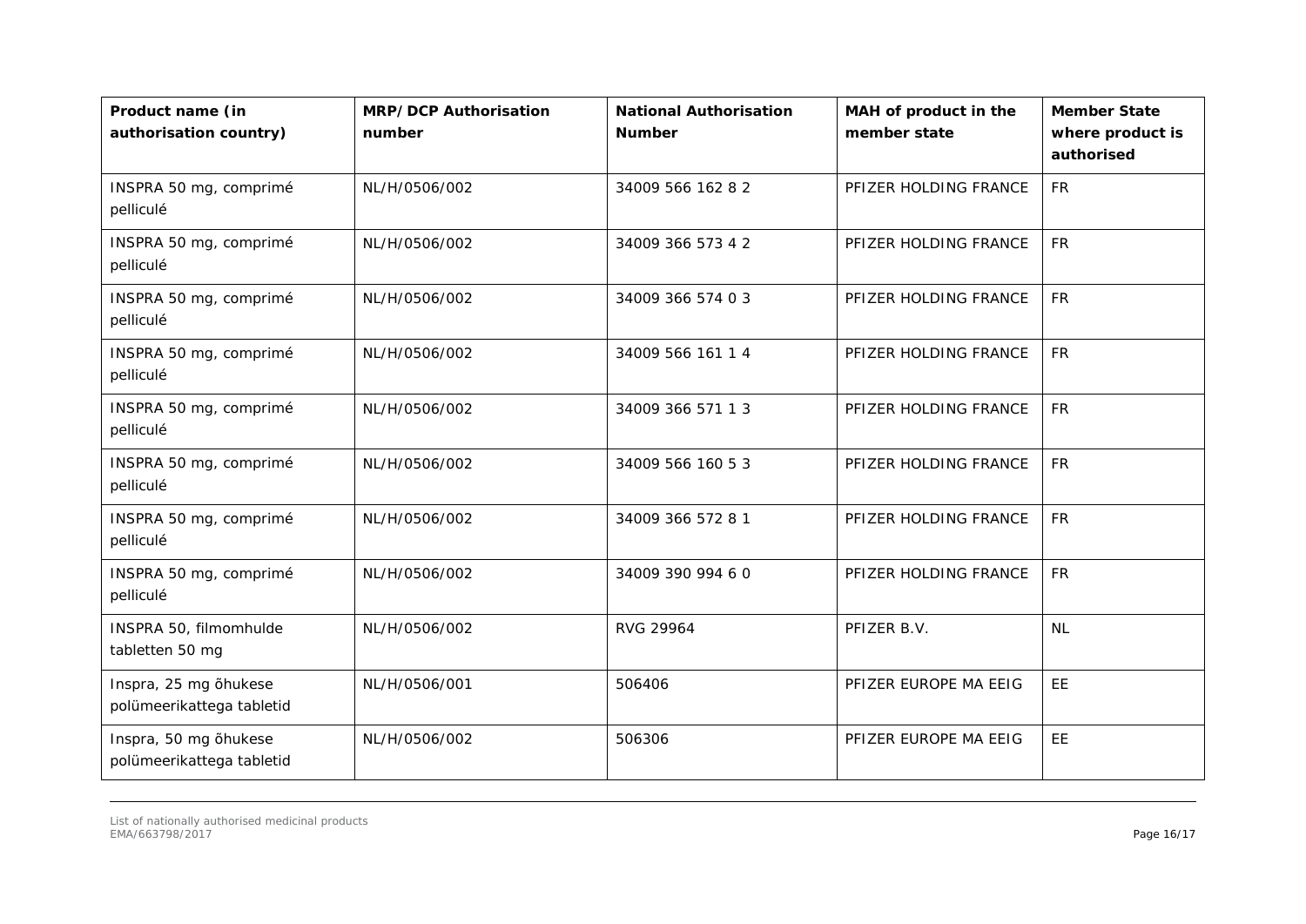| Product name (in authorisation country) | MRP/DCP Authorisation number | National Authorisation Number | MAH of product in the member state | Member State where product is authorised |
|---|---|---|---|---|
| INSPRA 50 mg, comprimé pelliculé | NL/H/0506/002 | 34009 566 162 8 2 | PFIZER HOLDING FRANCE | FR |
| INSPRA 50 mg, comprimé pelliculé | NL/H/0506/002 | 34009 366 573 4 2 | PFIZER HOLDING FRANCE | FR |
| INSPRA 50 mg, comprimé pelliculé | NL/H/0506/002 | 34009 366 574 0 3 | PFIZER HOLDING FRANCE | FR |
| INSPRA 50 mg, comprimé pelliculé | NL/H/0506/002 | 34009 566 161 1 4 | PFIZER HOLDING FRANCE | FR |
| INSPRA 50 mg, comprimé pelliculé | NL/H/0506/002 | 34009 366 571 1 3 | PFIZER HOLDING FRANCE | FR |
| INSPRA 50 mg, comprimé pelliculé | NL/H/0506/002 | 34009 566 160 5 3 | PFIZER HOLDING FRANCE | FR |
| INSPRA 50 mg, comprimé pelliculé | NL/H/0506/002 | 34009 366 572 8 1 | PFIZER HOLDING FRANCE | FR |
| INSPRA 50 mg, comprimé pelliculé | NL/H/0506/002 | 34009 390 994 6 0 | PFIZER HOLDING FRANCE | FR |
| INSPRA 50, filmomhulde tabletten 50 mg | NL/H/0506/002 | RVG 29964 | PFIZER B.V. | NL |
| Inspra, 25 mg õhukese polümeerikattega tabletid | NL/H/0506/001 | 506406 | PFIZER EUROPE MA EEIG | EE |
| Inspra, 50 mg õhukese polümeerikattega tabletid | NL/H/0506/002 | 506306 | PFIZER EUROPE MA EEIG | EE |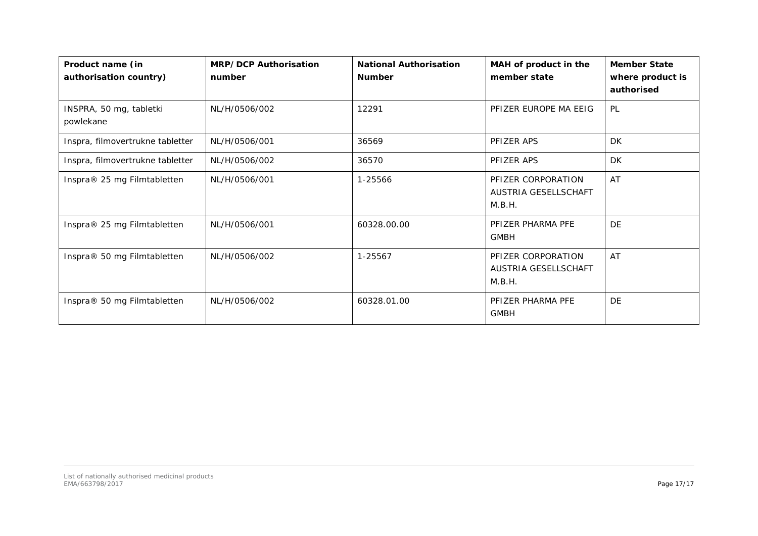| Product name (in authorisation country) | MRP/ DCP Authorisation number | National Authorisation Number | MAH of product in the member state | Member State where product is authorised |
|---|---|---|---|---|
| INSPRA, 50 mg, tabletki powlekane | NL/H/0506/002 | 12291 | PFIZER EUROPE MA EEIG | PL |
| Inspra, filmovertrukne tabletter | NL/H/0506/001 | 36569 | PFIZER APS | DK |
| Inspra, filmovertrukne tabletter | NL/H/0506/002 | 36570 | PFIZER APS | DK |
| Inspra® 25 mg Filmtabletten | NL/H/0506/001 | 1-25566 | PFIZER CORPORATION AUSTRIA GESELLSCHAFT M.B.H. | AT |
| Inspra® 25 mg Filmtabletten | NL/H/0506/001 | 60328.00.00 | PFIZER PHARMA PFE GMBH | DE |
| Inspra® 50 mg Filmtabletten | NL/H/0506/002 | 1-25567 | PFIZER CORPORATION AUSTRIA GESELLSCHAFT M.B.H. | AT |
| Inspra® 50 mg Filmtabletten | NL/H/0506/002 | 60328.01.00 | PFIZER PHARMA PFE GMBH | DE |